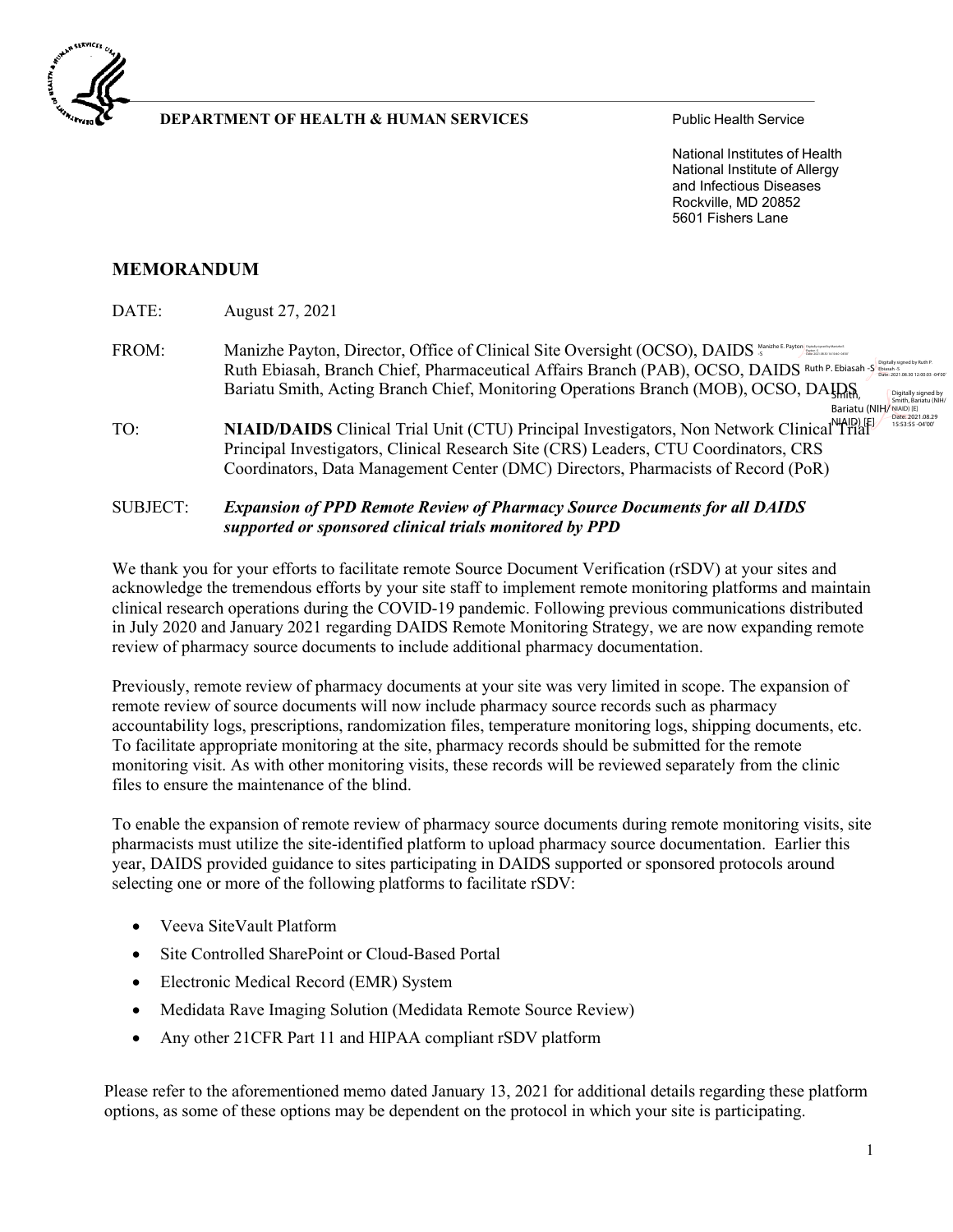**DEPARTMENT OF HEALTH & HUMAN SERVICES**

Public Health Service

National Institutes of Health
National Institute of Allergy and Infectious Diseases
Rockville, MD 20852
5601 Fishers Lane

## MEMORANDUM

DATE: August 27, 2021

FROM: Manizhe Payton, Director, Office of Clinical Site Oversight (OCSO), DAIDS
Ruth Ebiasah, Branch Chief, Pharmaceutical Affairs Branch (PAB), OCSO, DAIDS
Bariatu Smith, Acting Branch Chief, Monitoring Operations Branch (MOB), OCSO, DAIDS

TO: **NIAID/DAIDS** Clinical Trial Unit (CTU) Principal Investigators, Non Network Clinical Trial Principal Investigators, Clinical Research Site (CRS) Leaders, CTU Coordinators, CRS Coordinators, Data Management Center (DMC) Directors, Pharmacists of Record (PoR)

SUBJECT: ***Expansion of PPD Remote Review of Pharmacy Source Documents for all DAIDS supported or sponsored clinical trials monitored by PPD***

We thank you for your efforts to facilitate remote Source Document Verification (rSDV) at your sites and acknowledge the tremendous efforts by your site staff to implement remote monitoring platforms and maintain clinical research operations during the COVID-19 pandemic. Following previous communications distributed in July 2020 and January 2021 regarding DAIDS Remote Monitoring Strategy, we are now expanding remote review of pharmacy source documents to include additional pharmacy documentation.

Previously, remote review of pharmacy documents at your site was very limited in scope. The expansion of remote review of source documents will now include pharmacy source records such as pharmacy accountability logs, prescriptions, randomization files, temperature monitoring logs, shipping documents, etc. To facilitate appropriate monitoring at the site, pharmacy records should be submitted for the remote monitoring visit. As with other monitoring visits, these records will be reviewed separately from the clinic files to ensure the maintenance of the blind.

To enable the expansion of remote review of pharmacy source documents during remote monitoring visits, site pharmacists must utilize the site-identified platform to upload pharmacy source documentation. Earlier this year, DAIDS provided guidance to sites participating in DAIDS supported or sponsored protocols around selecting one or more of the following platforms to facilitate rSDV:

- Veeva SiteVault Platform
- Site Controlled SharePoint or Cloud-Based Portal
- Electronic Medical Record (EMR) System
- Medidata Rave Imaging Solution (Medidata Remote Source Review)
- Any other 21CFR Part 11 and HIPAA compliant rSDV platform

Please refer to the aforementioned memo dated January 13, 2021 for additional details regarding these platform options, as some of these options may be dependent on the protocol in which your site is participating.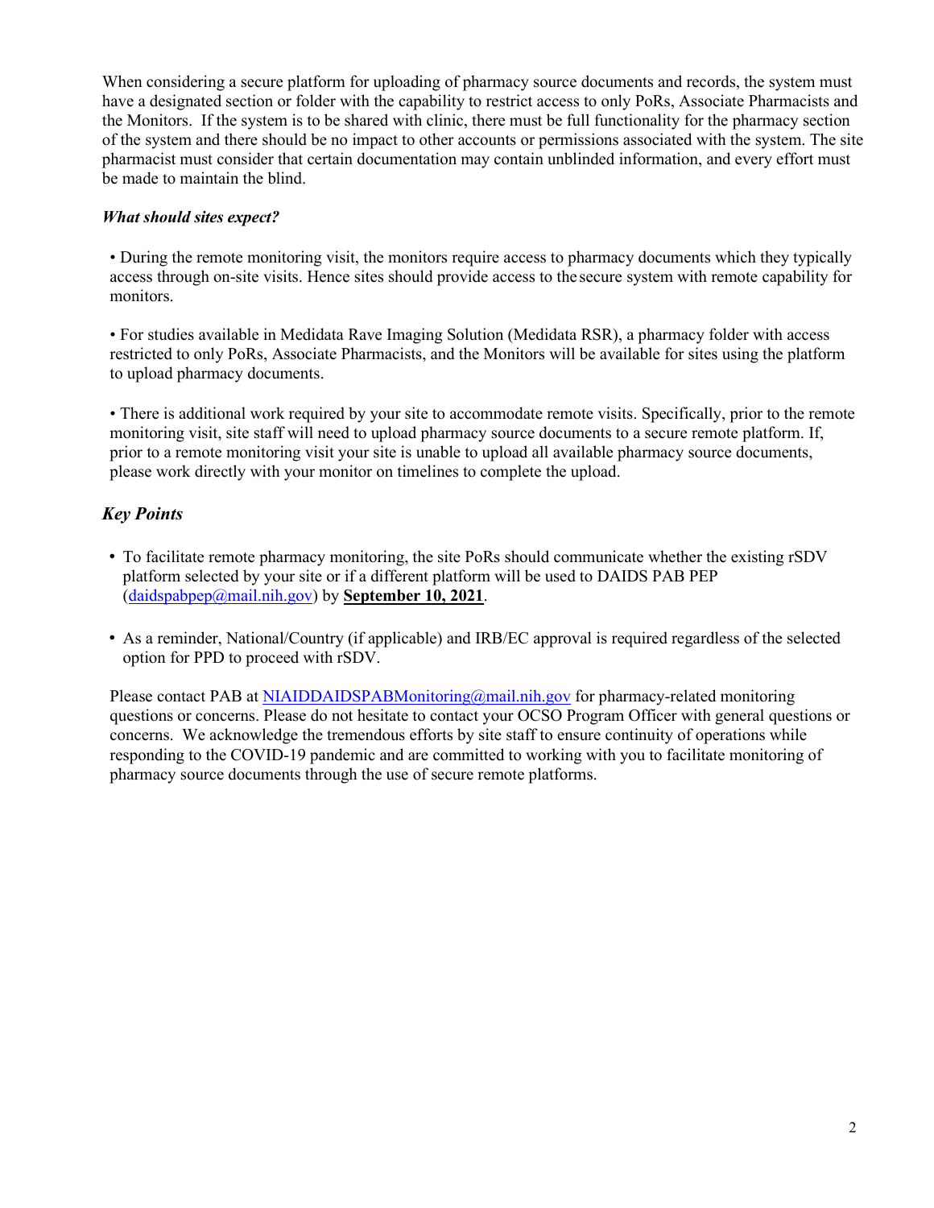When considering a secure platform for uploading of pharmacy source documents and records, the system must have a designated section or folder with the capability to restrict access to only PoRs, Associate Pharmacists and the Monitors. If the system is to be shared with clinic, there must be full functionality for the pharmacy section of the system and there should be no impact to other accounts or permissions associated with the system. The site pharmacist must consider that certain documentation may contain unblinded information, and every effort must be made to maintain the blind.

***What should sites expect?***

- During the remote monitoring visit, the monitors require access to pharmacy documents which they typically access through on-site visits. Hence sites should provide access to the secure system with remote capability for monitors.

- For studies available in Medidata Rave Imaging Solution (Medidata RSR), a pharmacy folder with access restricted to only PoRs, Associate Pharmacists, and the Monitors will be available for sites using the platform to upload pharmacy documents.

- There is additional work required by your site to accommodate remote visits. Specifically, prior to the remote monitoring visit, site staff will need to upload pharmacy source documents to a secure remote platform. If, prior to a remote monitoring visit your site is unable to upload all available pharmacy source documents, please work directly with your monitor on timelines to complete the upload.

## *Key Points*

- To facilitate remote pharmacy monitoring, the site PoRs should communicate whether the existing rSDV platform selected by your site or if a different platform will be used to DAIDS PAB PEP (daidspabpep@mail.nih.gov) by **September 10, 2021**.

- As a reminder, National/Country (if applicable) and IRB/EC approval is required regardless of the selected option for PPD to proceed with rSDV.

Please contact PAB at NIAIDDAIDSPABMonitoring@mail.nih.gov for pharmacy-related monitoring questions or concerns. Please do not hesitate to contact your OCSO Program Officer with general questions or concerns. We acknowledge the tremendous efforts by site staff to ensure continuity of operations while responding to the COVID-19 pandemic and are committed to working with you to facilitate monitoring of pharmacy source documents through the use of secure remote platforms.